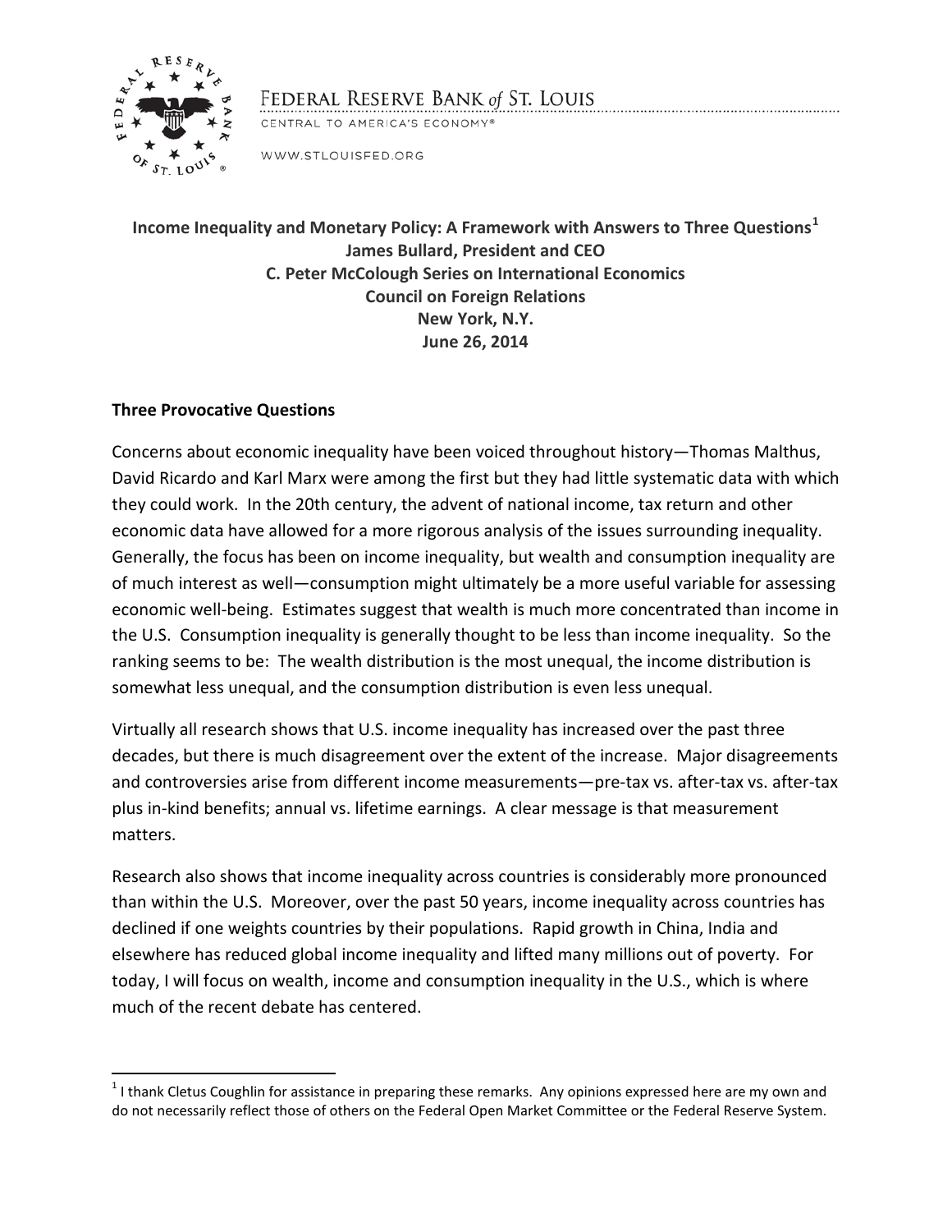FEDERAL RESERVE BANK *of* ST. LOUIS

CENTRAL TO AMERICA'S ECONOMY®

WWW.STLOUISFED.ORG

**Income Inequality and Monetary Policy: A Framework with Answers to Three Questions[1]**
**James Bullard, President and CEO**
**C. Peter McColough Series on International Economics**
**Council on Foreign Relations**
**New York, N.Y.**
**June 26, 2014**

## Three Provocative Questions

Concerns about economic inequality have been voiced throughout history—Thomas Malthus, David Ricardo and Karl Marx were among the first but they had little systematic data with which they could work. In the 20th century, the advent of national income, tax return and other economic data have allowed for a more rigorous analysis of the issues surrounding inequality. Generally, the focus has been on income inequality, but wealth and consumption inequality are of much interest as well—consumption might ultimately be a more useful variable for assessing economic well-being. Estimates suggest that wealth is much more concentrated than income in the U.S. Consumption inequality is generally thought to be less than income inequality. So the ranking seems to be: The wealth distribution is the most unequal, the income distribution is somewhat less unequal, and the consumption distribution is even less unequal.

Virtually all research shows that U.S. income inequality has increased over the past three decades, but there is much disagreement over the extent of the increase. Major disagreements and controversies arise from different income measurements—pre-tax vs. after-tax vs. after-tax plus in-kind benefits; annual vs. lifetime earnings. A clear message is that measurement matters.

Research also shows that income inequality across countries is considerably more pronounced than within the U.S. Moreover, over the past 50 years, income inequality across countries has declined if one weights countries by their populations. Rapid growth in China, India and elsewhere has reduced global income inequality and lifted many millions out of poverty. For today, I will focus on wealth, income and consumption inequality in the U.S., which is where much of the recent debate has centered.

[1] I thank Cletus Coughlin for assistance in preparing these remarks. Any opinions expressed here are my own and do not necessarily reflect those of others on the Federal Open Market Committee or the Federal Reserve System.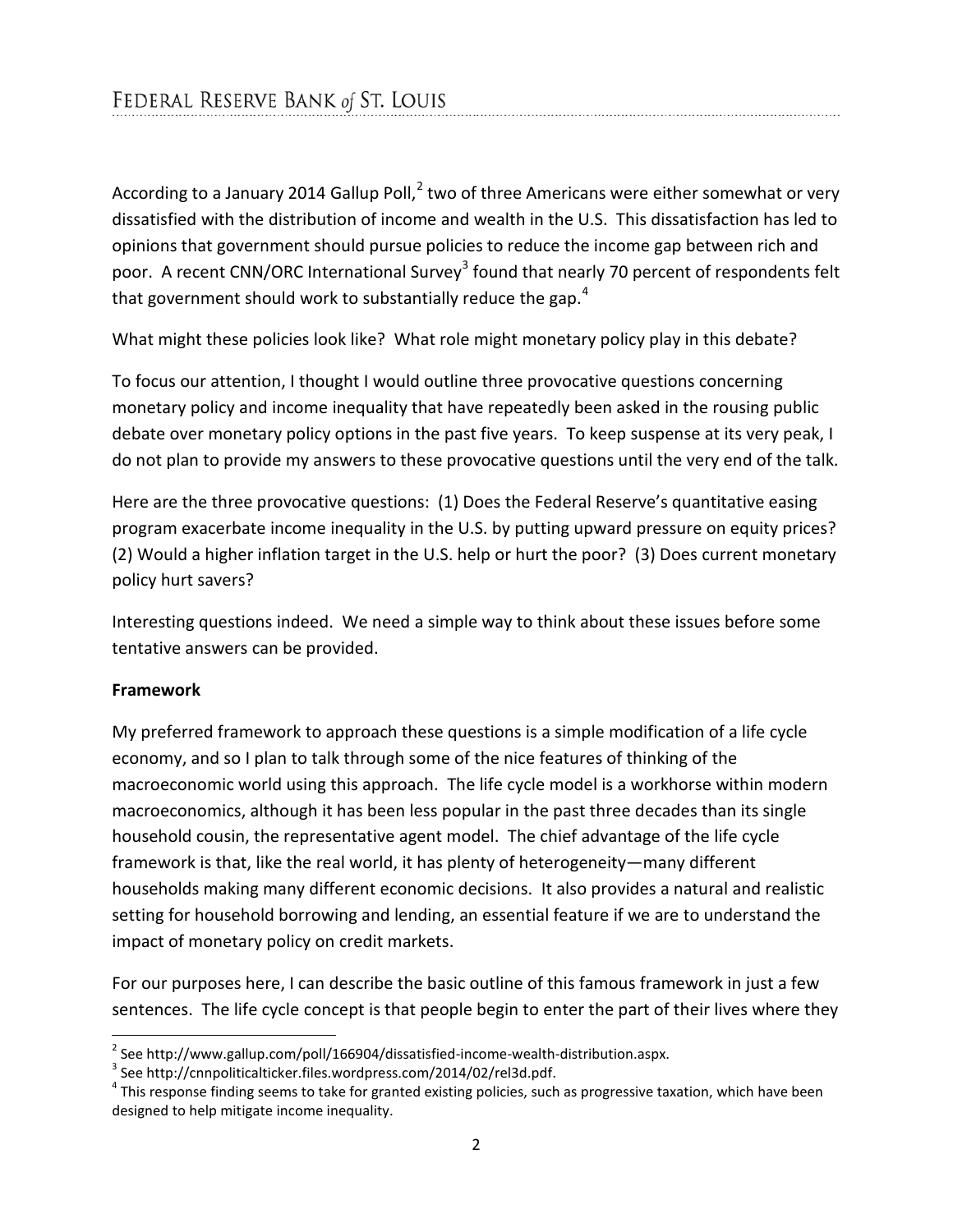According to a January 2014 Gallup Poll,[2] two of three Americans were either somewhat or very dissatisfied with the distribution of income and wealth in the U.S. This dissatisfaction has led to opinions that government should pursue policies to reduce the income gap between rich and poor. A recent CNN/ORC International Survey[3] found that nearly 70 percent of respondents felt that government should work to substantially reduce the gap.[4]

What might these policies look like? What role might monetary policy play in this debate?

To focus our attention, I thought I would outline three provocative questions concerning monetary policy and income inequality that have repeatedly been asked in the rousing public debate over monetary policy options in the past five years. To keep suspense at its very peak, I do not plan to provide my answers to these provocative questions until the very end of the talk.

Here are the three provocative questions: (1) Does the Federal Reserve's quantitative easing program exacerbate income inequality in the U.S. by putting upward pressure on equity prices? (2) Would a higher inflation target in the U.S. help or hurt the poor? (3) Does current monetary policy hurt savers?

Interesting questions indeed. We need a simple way to think about these issues before some tentative answers can be provided.

**Framework**

My preferred framework to approach these questions is a simple modification of a life cycle economy, and so I plan to talk through some of the nice features of thinking of the macroeconomic world using this approach. The life cycle model is a workhorse within modern macroeconomics, although it has been less popular in the past three decades than its single household cousin, the representative agent model. The chief advantage of the life cycle framework is that, like the real world, it has plenty of heterogeneity—many different households making many different economic decisions. It also provides a natural and realistic setting for household borrowing and lending, an essential feature if we are to understand the impact of monetary policy on credit markets.

For our purposes here, I can describe the basic outline of this famous framework in just a few sentences. The life cycle concept is that people begin to enter the part of their lives where they

---

[2] See http://www.gallup.com/poll/166904/dissatisfied-income-wealth-distribution.aspx.

[3] See http://cnnpoliticalticker.files.wordpress.com/2014/02/rel3d.pdf.

[4] This response finding seems to take for granted existing policies, such as progressive taxation, which have been designed to help mitigate income inequality.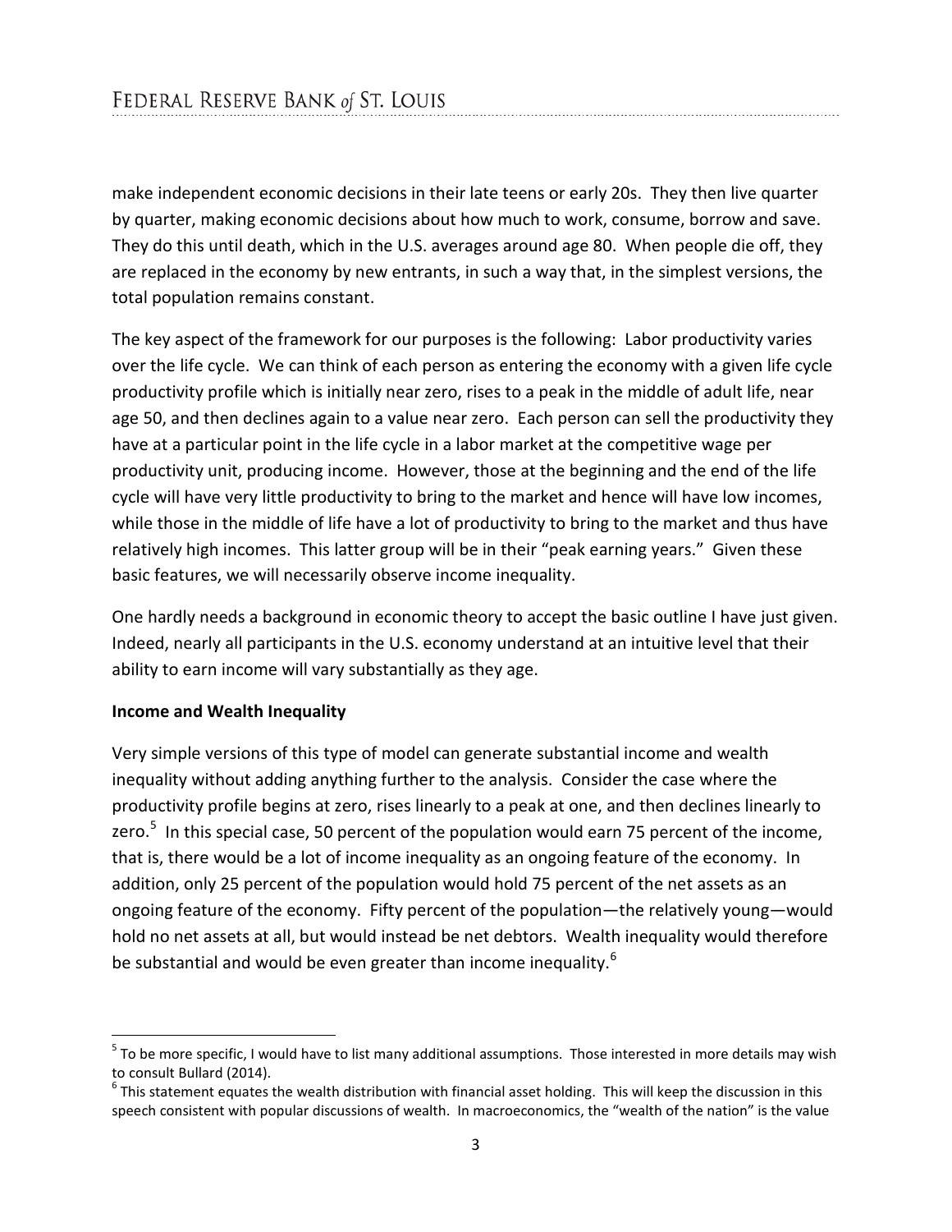make independent economic decisions in their late teens or early 20s. They then live quarter by quarter, making economic decisions about how much to work, consume, borrow and save. They do this until death, which in the U.S. averages around age 80. When people die off, they are replaced in the economy by new entrants, in such a way that, in the simplest versions, the total population remains constant.

The key aspect of the framework for our purposes is the following: Labor productivity varies over the life cycle. We can think of each person as entering the economy with a given life cycle productivity profile which is initially near zero, rises to a peak in the middle of adult life, near age 50, and then declines again to a value near zero. Each person can sell the productivity they have at a particular point in the life cycle in a labor market at the competitive wage per productivity unit, producing income. However, those at the beginning and the end of the life cycle will have very little productivity to bring to the market and hence will have low incomes, while those in the middle of life have a lot of productivity to bring to the market and thus have relatively high incomes. This latter group will be in their "peak earning years." Given these basic features, we will necessarily observe income inequality.

One hardly needs a background in economic theory to accept the basic outline I have just given. Indeed, nearly all participants in the U.S. economy understand at an intuitive level that their ability to earn income will vary substantially as they age.

**Income and Wealth Inequality**

Very simple versions of this type of model can generate substantial income and wealth inequality without adding anything further to the analysis. Consider the case where the productivity profile begins at zero, rises linearly to a peak at one, and then declines linearly to zero.[5] In this special case, 50 percent of the population would earn 75 percent of the income, that is, there would be a lot of income inequality as an ongoing feature of the economy. In addition, only 25 percent of the population would hold 75 percent of the net assets as an ongoing feature of the economy. Fifty percent of the population—the relatively young—would hold no net assets at all, but would instead be net debtors. Wealth inequality would therefore be substantial and would be even greater than income inequality.[6]

[5] To be more specific, I would have to list many additional assumptions. Those interested in more details may wish to consult Bullard (2014).

[6] This statement equates the wealth distribution with financial asset holding. This will keep the discussion in this speech consistent with popular discussions of wealth. In macroeconomics, the "wealth of the nation" is the value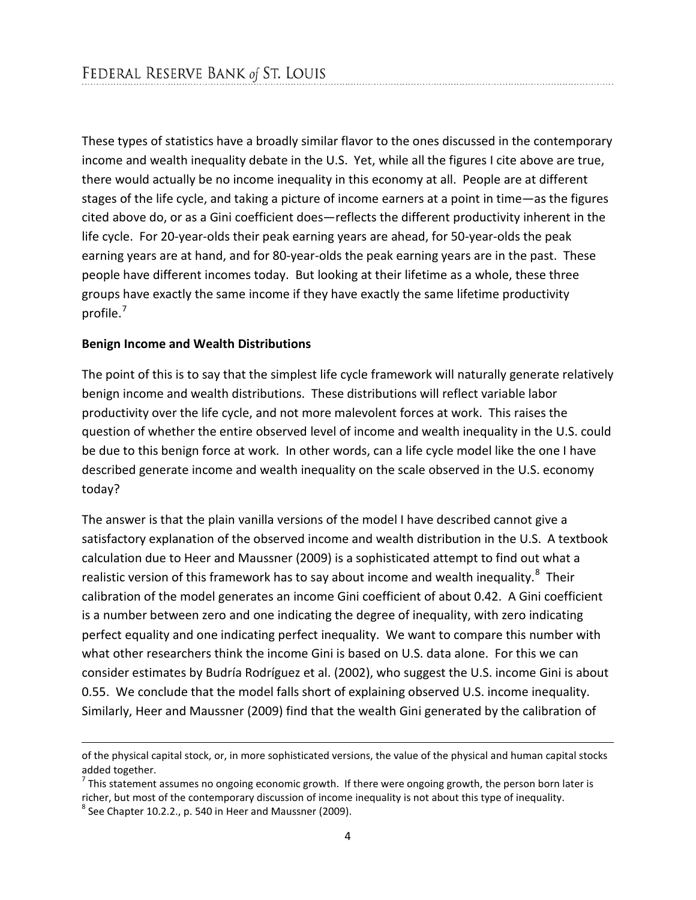These types of statistics have a broadly similar flavor to the ones discussed in the contemporary income and wealth inequality debate in the U.S. Yet, while all the figures I cite above are true, there would actually be no income inequality in this economy at all. People are at different stages of the life cycle, and taking a picture of income earners at a point in time—as the figures cited above do, or as a Gini coefficient does—reflects the different productivity inherent in the life cycle. For 20-year-olds their peak earning years are ahead, for 50-year-olds the peak earning years are at hand, and for 80-year-olds the peak earning years are in the past. These people have different incomes today. But looking at their lifetime as a whole, these three groups have exactly the same income if they have exactly the same lifetime productivity profile.[7]

**Benign Income and Wealth Distributions**

The point of this is to say that the simplest life cycle framework will naturally generate relatively benign income and wealth distributions. These distributions will reflect variable labor productivity over the life cycle, and not more malevolent forces at work. This raises the question of whether the entire observed level of income and wealth inequality in the U.S. could be due to this benign force at work. In other words, can a life cycle model like the one I have described generate income and wealth inequality on the scale observed in the U.S. economy today?

The answer is that the plain vanilla versions of the model I have described cannot give a satisfactory explanation of the observed income and wealth distribution in the U.S. A textbook calculation due to Heer and Maussner (2009) is a sophisticated attempt to find out what a realistic version of this framework has to say about income and wealth inequality.[8] Their calibration of the model generates an income Gini coefficient of about 0.42. A Gini coefficient is a number between zero and one indicating the degree of inequality, with zero indicating perfect equality and one indicating perfect inequality. We want to compare this number with what other researchers think the income Gini is based on U.S. data alone. For this we can consider estimates by Budría Rodríguez et al. (2002), who suggest the U.S. income Gini is about 0.55. We conclude that the model falls short of explaining observed U.S. income inequality. Similarly, Heer and Maussner (2009) find that the wealth Gini generated by the calibration of

---

of the physical capital stock, or, in more sophisticated versions, the value of the physical and human capital stocks added together.

[7] This statement assumes no ongoing economic growth. If there were ongoing growth, the person born later is richer, but most of the contemporary discussion of income inequality is not about this type of inequality.

[8] See Chapter 10.2.2., p. 540 in Heer and Maussner (2009).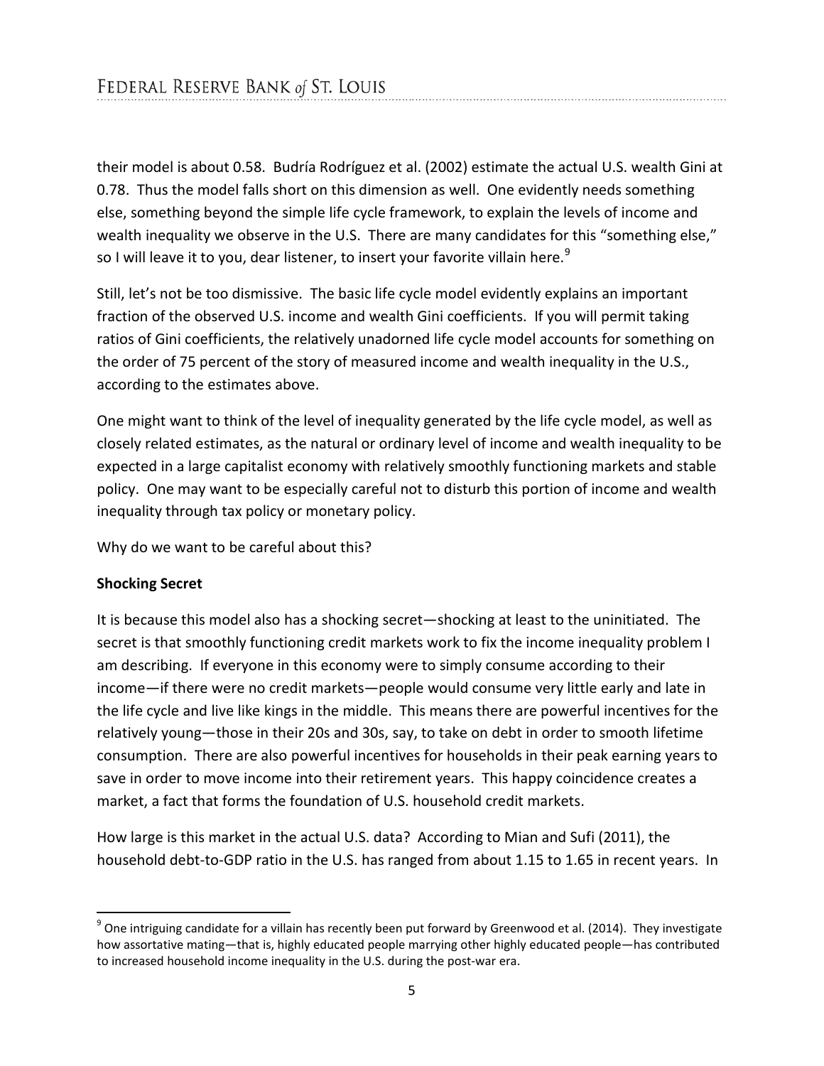their model is about 0.58. Budría Rodríguez et al. (2002) estimate the actual U.S. wealth Gini at 0.78. Thus the model falls short on this dimension as well. One evidently needs something else, something beyond the simple life cycle framework, to explain the levels of income and wealth inequality we observe in the U.S. There are many candidates for this "something else," so I will leave it to you, dear listener, to insert your favorite villain here.[9]

Still, let's not be too dismissive. The basic life cycle model evidently explains an important fraction of the observed U.S. income and wealth Gini coefficients. If you will permit taking ratios of Gini coefficients, the relatively unadorned life cycle model accounts for something on the order of 75 percent of the story of measured income and wealth inequality in the U.S., according to the estimates above.

One might want to think of the level of inequality generated by the life cycle model, as well as closely related estimates, as the natural or ordinary level of income and wealth inequality to be expected in a large capitalist economy with relatively smoothly functioning markets and stable policy. One may want to be especially careful not to disturb this portion of income and wealth inequality through tax policy or monetary policy.

Why do we want to be careful about this?

**Shocking Secret**

It is because this model also has a shocking secret—shocking at least to the uninitiated. The secret is that smoothly functioning credit markets work to fix the income inequality problem I am describing. If everyone in this economy were to simply consume according to their income—if there were no credit markets—people would consume very little early and late in the life cycle and live like kings in the middle. This means there are powerful incentives for the relatively young—those in their 20s and 30s, say, to take on debt in order to smooth lifetime consumption. There are also powerful incentives for households in their peak earning years to save in order to move income into their retirement years. This happy coincidence creates a market, a fact that forms the foundation of U.S. household credit markets.

How large is this market in the actual U.S. data? According to Mian and Sufi (2011), the household debt-to-GDP ratio in the U.S. has ranged from about 1.15 to 1.65 in recent years. In

[9] One intriguing candidate for a villain has recently been put forward by Greenwood et al. (2014). They investigate how assortative mating—that is, highly educated people marrying other highly educated people—has contributed to increased household income inequality in the U.S. during the post-war era.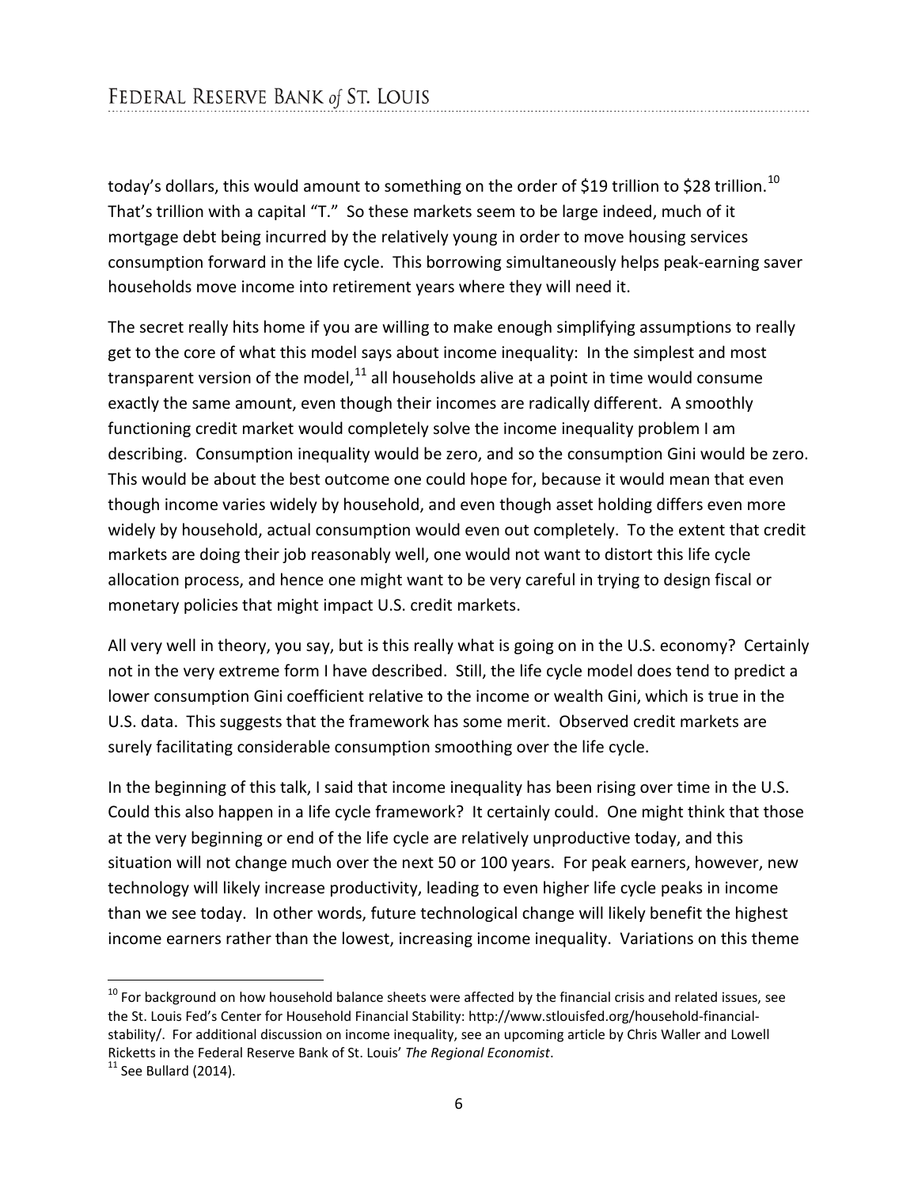today's dollars, this would amount to something on the order of \$19 trillion to \$28 trillion.[10] That's trillion with a capital "T." So these markets seem to be large indeed, much of it mortgage debt being incurred by the relatively young in order to move housing services consumption forward in the life cycle. This borrowing simultaneously helps peak-earning saver households move income into retirement years where they will need it.

The secret really hits home if you are willing to make enough simplifying assumptions to really get to the core of what this model says about income inequality: In the simplest and most transparent version of the model,[11] all households alive at a point in time would consume exactly the same amount, even though their incomes are radically different. A smoothly functioning credit market would completely solve the income inequality problem I am describing. Consumption inequality would be zero, and so the consumption Gini would be zero. This would be about the best outcome one could hope for, because it would mean that even though income varies widely by household, and even though asset holding differs even more widely by household, actual consumption would even out completely. To the extent that credit markets are doing their job reasonably well, one would not want to distort this life cycle allocation process, and hence one might want to be very careful in trying to design fiscal or monetary policies that might impact U.S. credit markets.

All very well in theory, you say, but is this really what is going on in the U.S. economy? Certainly not in the very extreme form I have described. Still, the life cycle model does tend to predict a lower consumption Gini coefficient relative to the income or wealth Gini, which is true in the U.S. data. This suggests that the framework has some merit. Observed credit markets are surely facilitating considerable consumption smoothing over the life cycle.

In the beginning of this talk, I said that income inequality has been rising over time in the U.S. Could this also happen in a life cycle framework? It certainly could. One might think that those at the very beginning or end of the life cycle are relatively unproductive today, and this situation will not change much over the next 50 or 100 years. For peak earners, however, new technology will likely increase productivity, leading to even higher life cycle peaks in income than we see today. In other words, future technological change will likely benefit the highest income earners rather than the lowest, increasing income inequality. Variations on this theme

---

[10] For background on how household balance sheets were affected by the financial crisis and related issues, see the St. Louis Fed's Center for Household Financial Stability: http://www.stlouisfed.org/household-financial-stability/. For additional discussion on income inequality, see an upcoming article by Chris Waller and Lowell Ricketts in the Federal Reserve Bank of St. Louis' *The Regional Economist*.

[11] See Bullard (2014).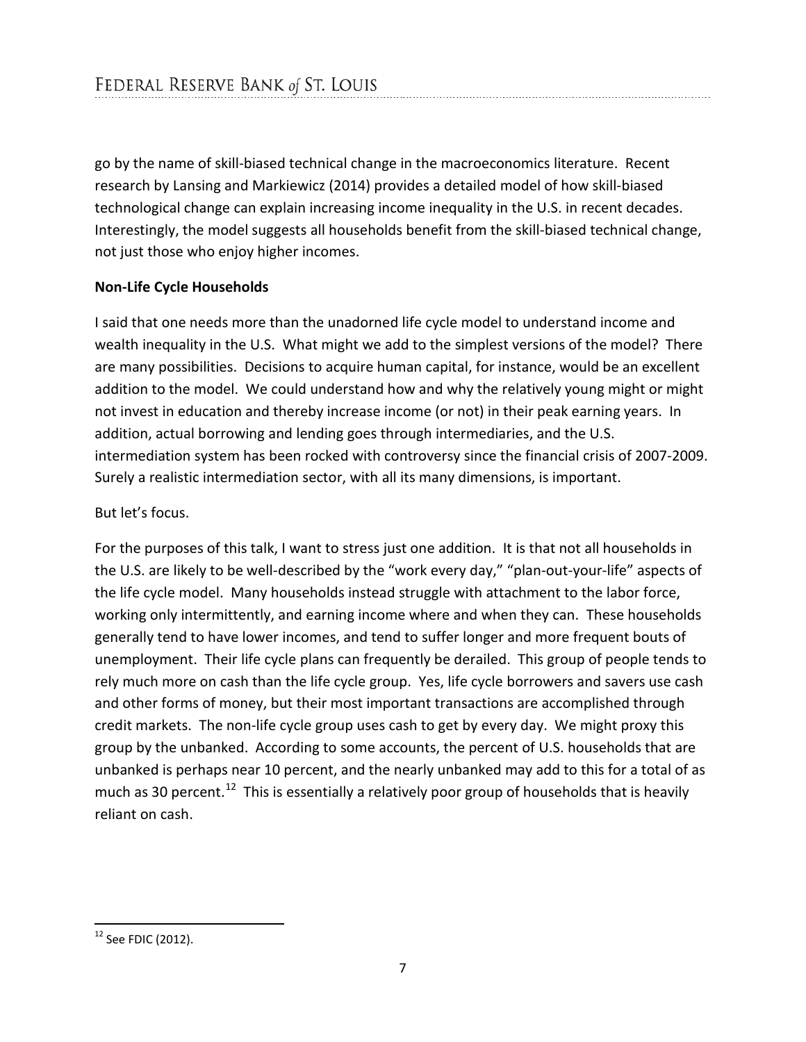go by the name of skill-biased technical change in the macroeconomics literature. Recent research by Lansing and Markiewicz (2014) provides a detailed model of how skill-biased technological change can explain increasing income inequality in the U.S. in recent decades. Interestingly, the model suggests all households benefit from the skill-biased technical change, not just those who enjoy higher incomes.

**Non-Life Cycle Households**

I said that one needs more than the unadorned life cycle model to understand income and wealth inequality in the U.S. What might we add to the simplest versions of the model? There are many possibilities. Decisions to acquire human capital, for instance, would be an excellent addition to the model. We could understand how and why the relatively young might or might not invest in education and thereby increase income (or not) in their peak earning years. In addition, actual borrowing and lending goes through intermediaries, and the U.S. intermediation system has been rocked with controversy since the financial crisis of 2007-2009. Surely a realistic intermediation sector, with all its many dimensions, is important.

But let's focus.

For the purposes of this talk, I want to stress just one addition. It is that not all households in the U.S. are likely to be well-described by the "work every day," "plan-out-your-life" aspects of the life cycle model. Many households instead struggle with attachment to the labor force, working only intermittently, and earning income where and when they can. These households generally tend to have lower incomes, and tend to suffer longer and more frequent bouts of unemployment. Their life cycle plans can frequently be derailed. This group of people tends to rely much more on cash than the life cycle group. Yes, life cycle borrowers and savers use cash and other forms of money, but their most important transactions are accomplished through credit markets. The non-life cycle group uses cash to get by every day. We might proxy this group by the unbanked. According to some accounts, the percent of U.S. households that are unbanked is perhaps near 10 percent, and the nearly unbanked may add to this for a total of as much as 30 percent.[12] This is essentially a relatively poor group of households that is heavily reliant on cash.

[12] See FDIC (2012).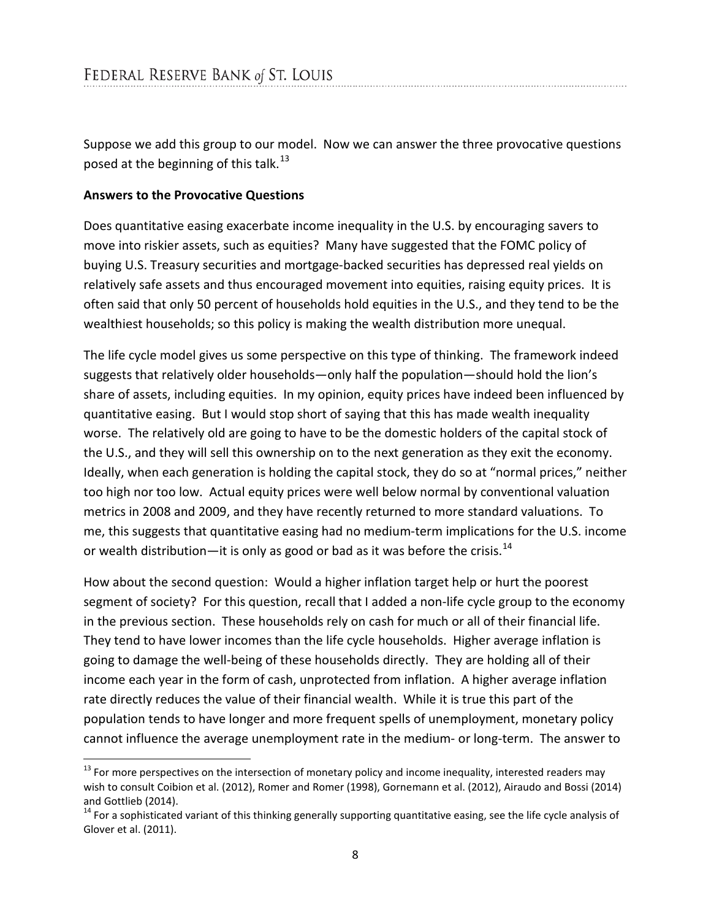Suppose we add this group to our model. Now we can answer the three provocative questions posed at the beginning of this talk.[13]

**Answers to the Provocative Questions**

Does quantitative easing exacerbate income inequality in the U.S. by encouraging savers to move into riskier assets, such as equities? Many have suggested that the FOMC policy of buying U.S. Treasury securities and mortgage-backed securities has depressed real yields on relatively safe assets and thus encouraged movement into equities, raising equity prices. It is often said that only 50 percent of households hold equities in the U.S., and they tend to be the wealthiest households; so this policy is making the wealth distribution more unequal.

The life cycle model gives us some perspective on this type of thinking. The framework indeed suggests that relatively older households—only half the population—should hold the lion's share of assets, including equities. In my opinion, equity prices have indeed been influenced by quantitative easing. But I would stop short of saying that this has made wealth inequality worse. The relatively old are going to have to be the domestic holders of the capital stock of the U.S., and they will sell this ownership on to the next generation as they exit the economy. Ideally, when each generation is holding the capital stock, they do so at "normal prices," neither too high nor too low. Actual equity prices were well below normal by conventional valuation metrics in 2008 and 2009, and they have recently returned to more standard valuations. To me, this suggests that quantitative easing had no medium-term implications for the U.S. income or wealth distribution—it is only as good or bad as it was before the crisis.[14]

How about the second question: Would a higher inflation target help or hurt the poorest segment of society? For this question, recall that I added a non-life cycle group to the economy in the previous section. These households rely on cash for much or all of their financial life. They tend to have lower incomes than the life cycle households. Higher average inflation is going to damage the well-being of these households directly. They are holding all of their income each year in the form of cash, unprotected from inflation. A higher average inflation rate directly reduces the value of their financial wealth. While it is true this part of the population tends to have longer and more frequent spells of unemployment, monetary policy cannot influence the average unemployment rate in the medium- or long-term. The answer to

---

[13] For more perspectives on the intersection of monetary policy and income inequality, interested readers may wish to consult Coibion et al. (2012), Romer and Romer (1998), Gornemann et al. (2012), Airaudo and Bossi (2014) and Gottlieb (2014).

[14] For a sophisticated variant of this thinking generally supporting quantitative easing, see the life cycle analysis of Glover et al. (2011).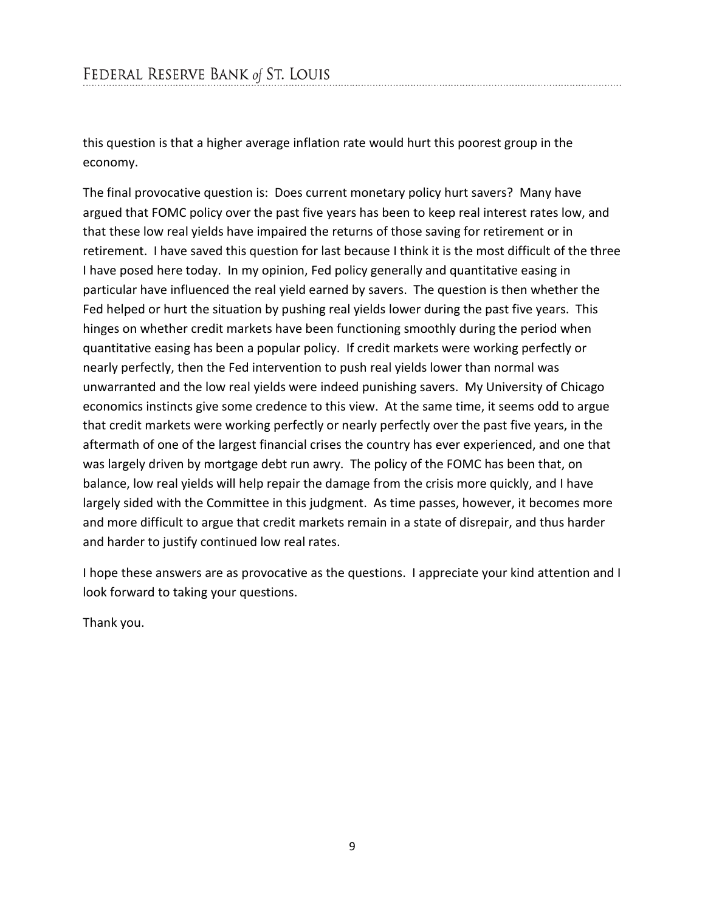this question is that a higher average inflation rate would hurt this poorest group in the economy.

The final provocative question is: Does current monetary policy hurt savers? Many have argued that FOMC policy over the past five years has been to keep real interest rates low, and that these low real yields have impaired the returns of those saving for retirement or in retirement. I have saved this question for last because I think it is the most difficult of the three I have posed here today. In my opinion, Fed policy generally and quantitative easing in particular have influenced the real yield earned by savers. The question is then whether the Fed helped or hurt the situation by pushing real yields lower during the past five years. This hinges on whether credit markets have been functioning smoothly during the period when quantitative easing has been a popular policy. If credit markets were working perfectly or nearly perfectly, then the Fed intervention to push real yields lower than normal was unwarranted and the low real yields were indeed punishing savers. My University of Chicago economics instincts give some credence to this view. At the same time, it seems odd to argue that credit markets were working perfectly or nearly perfectly over the past five years, in the aftermath of one of the largest financial crises the country has ever experienced, and one that was largely driven by mortgage debt run awry. The policy of the FOMC has been that, on balance, low real yields will help repair the damage from the crisis more quickly, and I have largely sided with the Committee in this judgment. As time passes, however, it becomes more and more difficult to argue that credit markets remain in a state of disrepair, and thus harder and harder to justify continued low real rates.

I hope these answers are as provocative as the questions. I appreciate your kind attention and I look forward to taking your questions.

Thank you.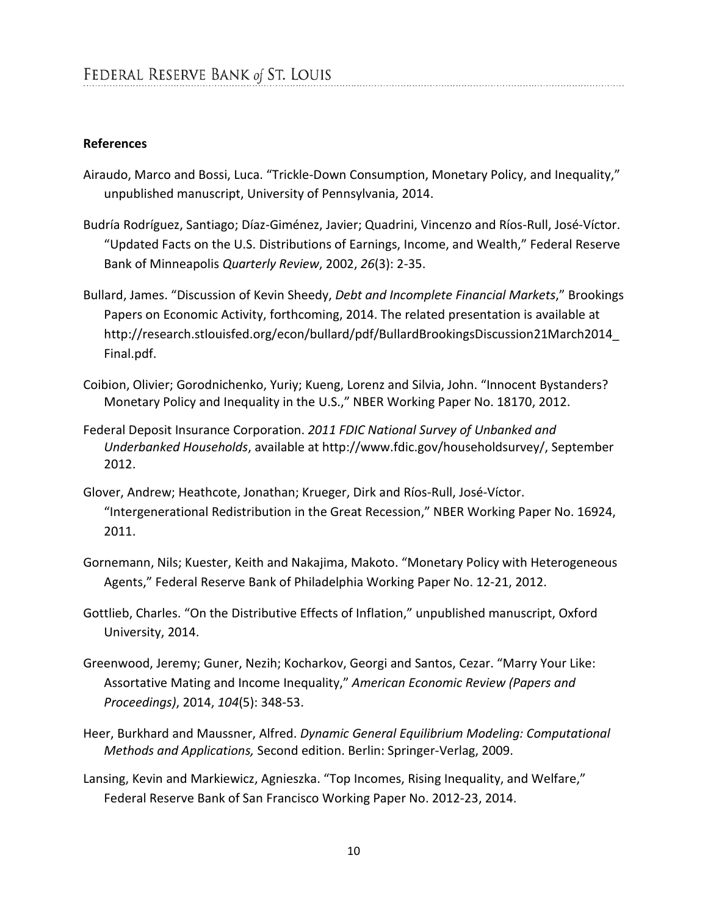## References

Airaudo, Marco and Bossi, Luca. "Trickle-Down Consumption, Monetary Policy, and Inequality," unpublished manuscript, University of Pennsylvania, 2014.

Budría Rodríguez, Santiago; Díaz-Giménez, Javier; Quadrini, Vincenzo and Ríos-Rull, José-Víctor. "Updated Facts on the U.S. Distributions of Earnings, Income, and Wealth," Federal Reserve Bank of Minneapolis *Quarterly Review*, 2002, *26*(3): 2-35.

Bullard, James. "Discussion of Kevin Sheedy, *Debt and Incomplete Financial Markets*," Brookings Papers on Economic Activity, forthcoming, 2014. The related presentation is available at http://research.stlouisfed.org/econ/bullard/pdf/BullardBrookingsDiscussion21March2014_Final.pdf.

Coibion, Olivier; Gorodnichenko, Yuriy; Kueng, Lorenz and Silvia, John. "Innocent Bystanders? Monetary Policy and Inequality in the U.S.," NBER Working Paper No. 18170, 2012.

Federal Deposit Insurance Corporation. *2011 FDIC National Survey of Unbanked and Underbanked Households*, available at http://www.fdic.gov/householdsurvey/, September 2012.

Glover, Andrew; Heathcote, Jonathan; Krueger, Dirk and Ríos-Rull, José-Víctor. "Intergenerational Redistribution in the Great Recession," NBER Working Paper No. 16924, 2011.

Gornemann, Nils; Kuester, Keith and Nakajima, Makoto. "Monetary Policy with Heterogeneous Agents," Federal Reserve Bank of Philadelphia Working Paper No. 12-21, 2012.

Gottlieb, Charles. "On the Distributive Effects of Inflation," unpublished manuscript, Oxford University, 2014.

Greenwood, Jeremy; Guner, Nezih; Kocharkov, Georgi and Santos, Cezar. "Marry Your Like: Assortative Mating and Income Inequality," *American Economic Review (Papers and Proceedings)*, 2014, *104*(5): 348-53.

Heer, Burkhard and Maussner, Alfred. *Dynamic General Equilibrium Modeling: Computational Methods and Applications,* Second edition. Berlin: Springer-Verlag, 2009.

Lansing, Kevin and Markiewicz, Agnieszka. "Top Incomes, Rising Inequality, and Welfare," Federal Reserve Bank of San Francisco Working Paper No. 2012-23, 2014.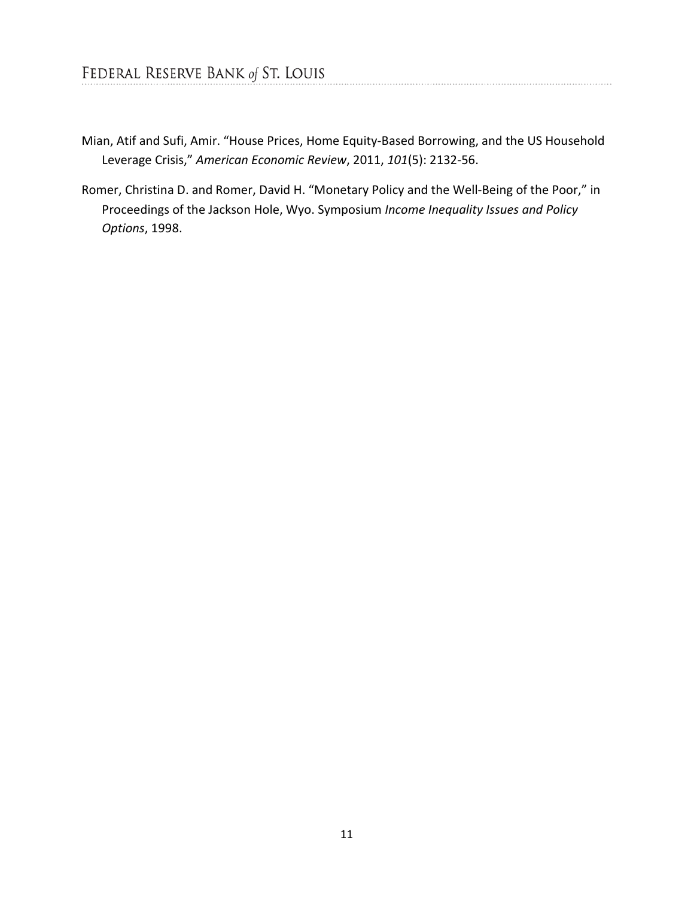Mian, Atif and Sufi, Amir. “House Prices, Home Equity-Based Borrowing, and the US Household Leverage Crisis,” *American Economic Review*, 2011, *101*(5): 2132-56.

Romer, Christina D. and Romer, David H. “Monetary Policy and the Well-Being of the Poor,” in Proceedings of the Jackson Hole, Wyo. Symposium *Income Inequality Issues and Policy Options*, 1998.